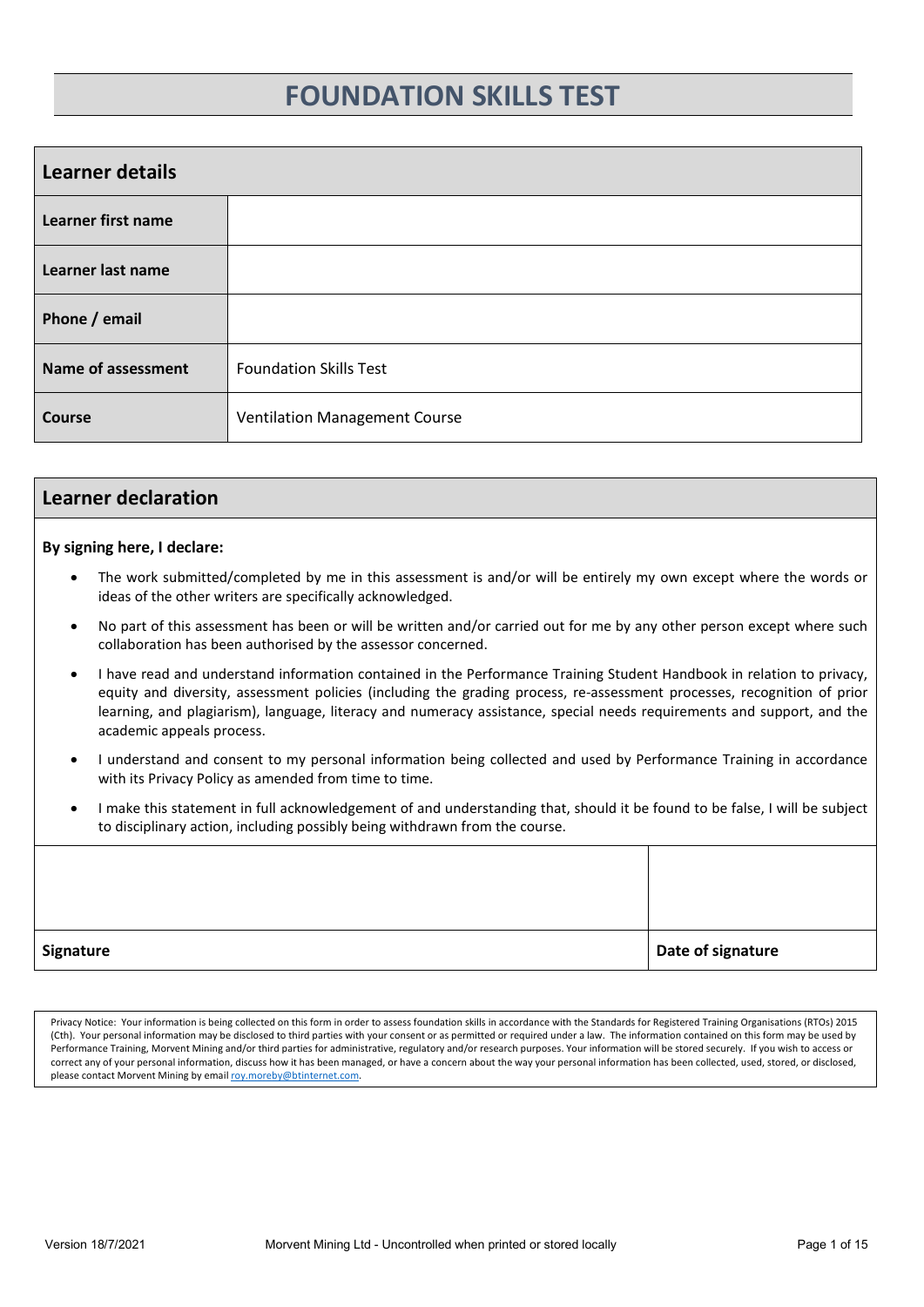# FOUNDATION SKILLS TEST

| Learner details | |
|---|---|
| **Learner first name** | |
| **Learner last name** | |
| **Phone / email** | |
| **Name of assessment** | Foundation Skills Test |
| **Course** | Ventilation Management Course |

## Learner declaration

**By signing here, I declare:**

- The work submitted/completed by me in this assessment is and/or will be entirely my own except where the words or ideas of the other writers are specifically acknowledged.
- No part of this assessment has been or will be written and/or carried out for me by any other person except where such collaboration has been authorised by the assessor concerned.
- I have read and understand information contained in the Performance Training Student Handbook in relation to privacy, equity and diversity, assessment policies (including the grading process, re-assessment processes, recognition of prior learning, and plagiarism), language, literacy and numeracy assistance, special needs requirements and support, and the academic appeals process.
- I understand and consent to my personal information being collected and used by Performance Training in accordance with its Privacy Policy as amended from time to time.
- I make this statement in full acknowledgement of and understanding that, should it be found to be false, I will be subject to disciplinary action, including possibly being withdrawn from the course.

| | |
|---|---|
| | |
| **Signature** | **Date of signature** |

Privacy Notice: Your information is being collected on this form in order to assess foundation skills in accordance with the Standards for Registered Training Organisations (RTOs) 2015 (Cth). Your personal information may be disclosed to third parties with your consent or as permitted or required under a law. The information contained on this form may be used by Performance Training, Morvent Mining and/or third parties for administrative, regulatory and/or research purposes. Your information will be stored securely. If you wish to access or correct any of your personal information, discuss how it has been managed, or have a concern about the way your personal information has been collected, used, stored, or disclosed, please contact Morvent Mining by email roy.moreby@btinternet.com.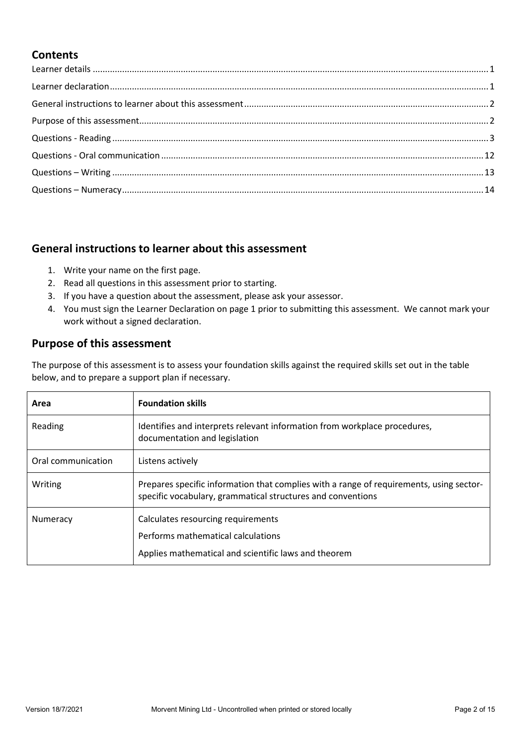## Contents

- Learner details ... 1
- Learner declaration ... 1
- General instructions to learner about this assessment ... 2
- Purpose of this assessment ... 2
- Questions - Reading ... 3
- Questions - Oral communication ... 12
- Questions – Writing ... 13
- Questions – Numeracy ... 14

## General instructions to learner about this assessment

1. Write your name on the first page.
2. Read all questions in this assessment prior to starting.
3. If you have a question about the assessment, please ask your assessor.
4. You must sign the Learner Declaration on page 1 prior to submitting this assessment. We cannot mark your work without a signed declaration.

## Purpose of this assessment

The purpose of this assessment is to assess your foundation skills against the required skills set out in the table below, and to prepare a support plan if necessary.

| Area | Foundation skills |
| --- | --- |
| Reading | Identifies and interprets relevant information from workplace procedures, documentation and legislation |
| Oral communication | Listens actively |
| Writing | Prepares specific information that complies with a range of requirements, using sector-specific vocabulary, grammatical structures and conventions |
| Numeracy | Calculates resourcing requirements<br>Performs mathematical calculations<br>Applies mathematical and scientific laws and theorem |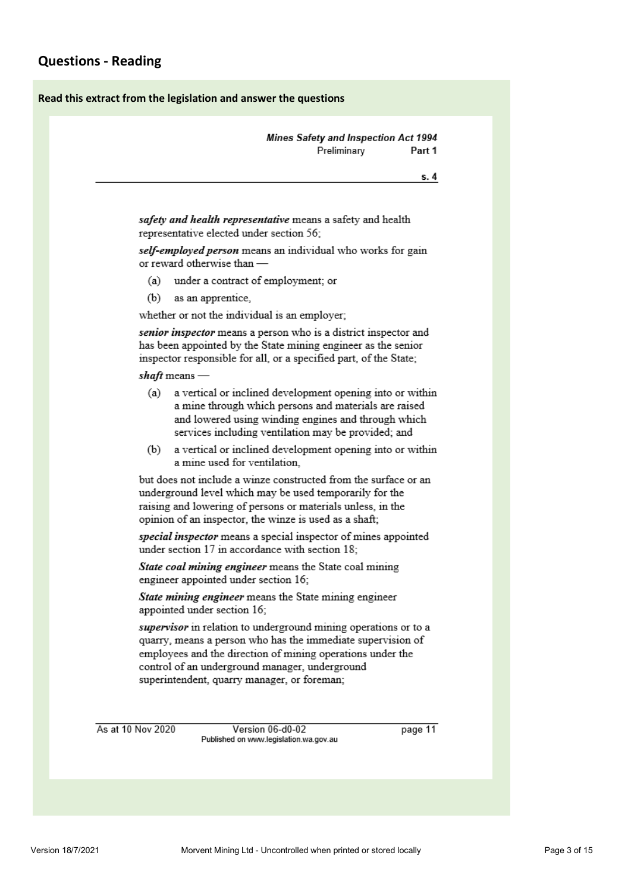## Questions - Reading

**Read this extract from the legislation and answer the questions**

***Mines Safety and Inspection Act 1994***
Preliminary **Part 1**

**s. 4**

***safety and health representative*** means a safety and health representative elected under section 56;

***self-employed person*** means an individual who works for gain or reward otherwise than —

(a) under a contract of employment; or

(b) as an apprentice,

whether or not the individual is an employer;

***senior inspector*** means a person who is a district inspector and has been appointed by the State mining engineer as the senior inspector responsible for all, or a specified part, of the State;

***shaft*** means —

(a) a vertical or inclined development opening into or within a mine through which persons and materials are raised and lowered using winding engines and through which services including ventilation may be provided; and

(b) a vertical or inclined development opening into or within a mine used for ventilation,

but does not include a winze constructed from the surface or an underground level which may be used temporarily for the raising and lowering of persons or materials unless, in the opinion of an inspector, the winze is used as a shaft;

***special inspector*** means a special inspector of mines appointed under section 17 in accordance with section 18;

***State coal mining engineer*** means the State coal mining engineer appointed under section 16;

***State mining engineer*** means the State mining engineer appointed under section 16;

***supervisor*** in relation to underground mining operations or to a quarry, means a person who has the immediate supervision of employees and the direction of mining operations under the control of an underground manager, underground superintendent, quarry manager, or foreman;

As at 10 Nov 2020 Version 06-d0-02 page 11
Published on www.legislation.wa.gov.au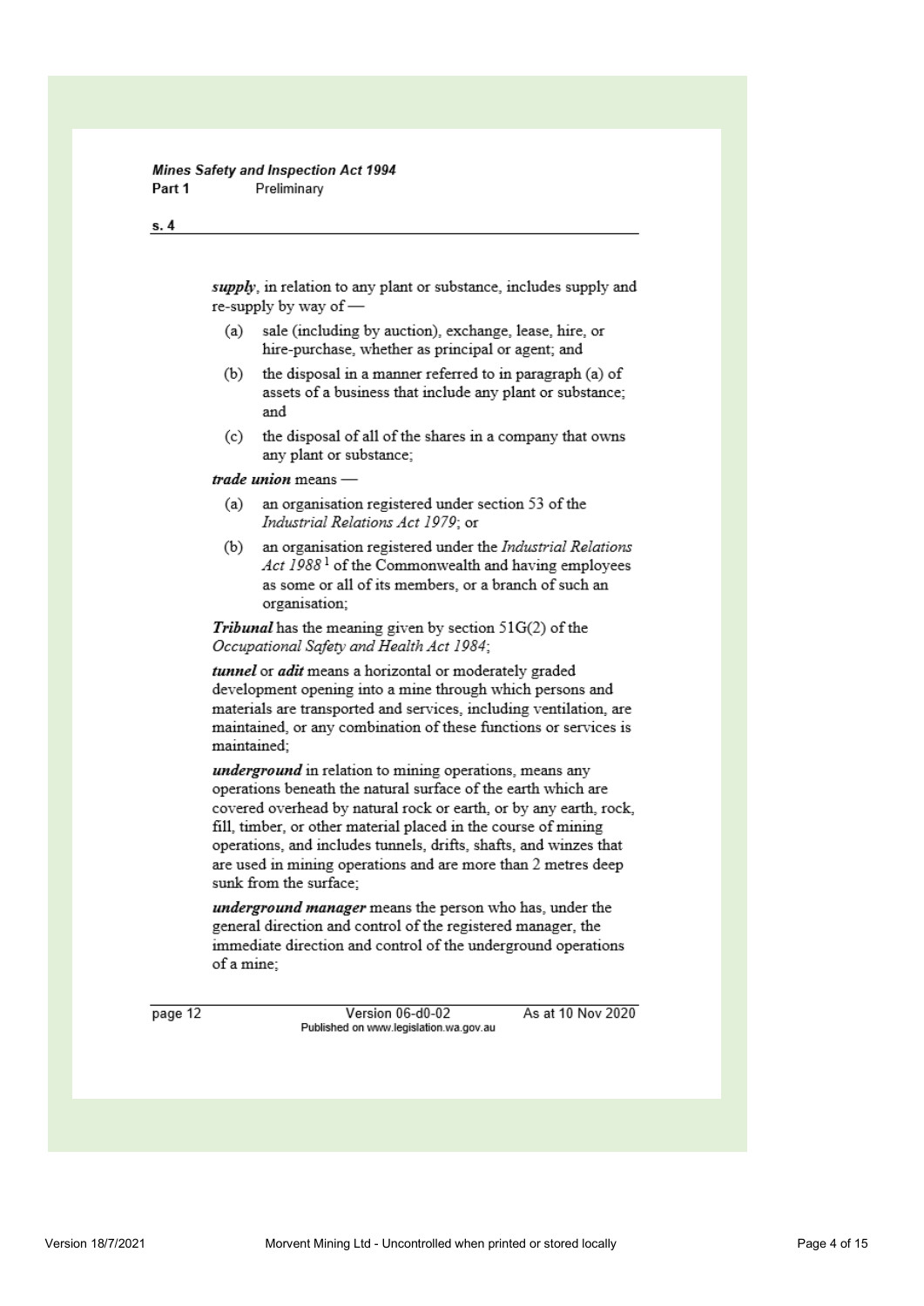*supply*, in relation to any plant or substance, includes supply and re-supply by way of —

(a) sale (including by auction), exchange, lease, hire, or hire-purchase, whether as principal or agent; and

(b) the disposal in a manner referred to in paragraph (a) of assets of a business that include any plant or substance; and

(c) the disposal of all of the shares in a company that owns any plant or substance;

***trade union*** means —

(a) an organisation registered under section 53 of the *Industrial Relations Act 1979*; or

(b) an organisation registered under the *Industrial Relations Act 1988* [1] of the Commonwealth and having employees as some or all of its members, or a branch of such an organisation;

***Tribunal*** has the meaning given by section 51G(2) of the *Occupational Safety and Health Act 1984*;

***tunnel*** or ***adit*** means a horizontal or moderately graded development opening into a mine through which persons and materials are transported and services, including ventilation, are maintained, or any combination of these functions or services is maintained;

***underground*** in relation to mining operations, means any operations beneath the natural surface of the earth which are covered overhead by natural rock or earth, or by any earth, rock, fill, timber, or other material placed in the course of mining operations, and includes tunnels, drifts, shafts, and winzes that are used in mining operations and are more than 2 metres deep sunk from the surface;

***underground manager*** means the person who has, under the general direction and control of the registered manager, the immediate direction and control of the underground operations of a mine;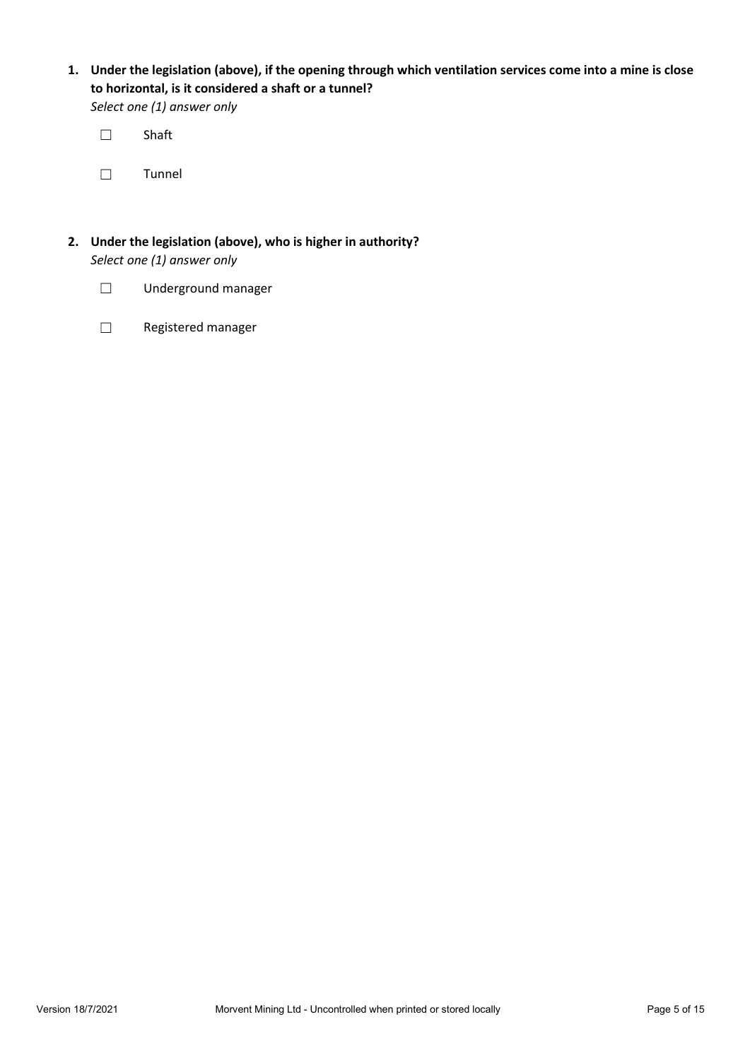1. **Under the legislation (above), if the opening through which ventilation services come into a mine is close to horizontal, is it considered a shaft or a tunnel?**
   *Select one (1) answer only*

   ☐ Shaft

   ☐ Tunnel

2. **Under the legislation (above), who is higher in authority?**
   *Select one (1) answer only*

   ☐ Underground manager

   ☐ Registered manager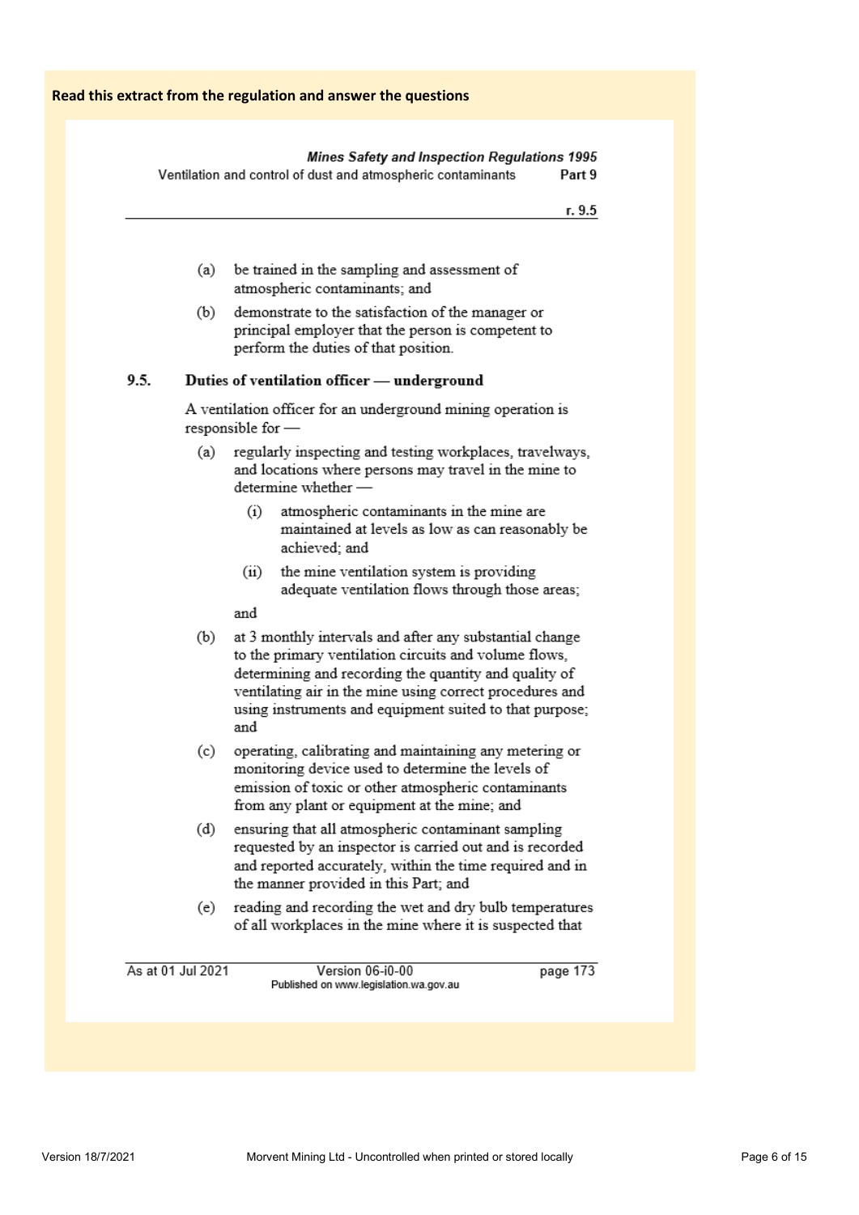**Read this extract from the regulation and answer the questions**

(a) be trained in the sampling and assessment of atmospheric contaminants; and

(b) demonstrate to the satisfaction of the manager or principal employer that the person is competent to perform the duties of that position.

### 9.5. Duties of ventilation officer — underground

A ventilation officer for an underground mining operation is responsible for —

(a) regularly inspecting and testing workplaces, travelways, and locations where persons may travel in the mine to determine whether —

   (i) atmospheric contaminants in the mine are maintained at levels as low as can reasonably be achieved; and

   (ii) the mine ventilation system is providing adequate ventilation flows through those areas;

   and

(b) at 3 monthly intervals and after any substantial change to the primary ventilation circuits and volume flows, determining and recording the quantity and quality of ventilating air in the mine using correct procedures and using instruments and equipment suited to that purpose; and

(c) operating, calibrating and maintaining any metering or monitoring device used to determine the levels of emission of toxic or other atmospheric contaminants from any plant or equipment at the mine; and

(d) ensuring that all atmospheric contaminant sampling requested by an inspector is carried out and is recorded and reported accurately, within the time required and in the manner provided in this Part; and

(e) reading and recording the wet and dry bulb temperatures of all workplaces in the mine where it is suspected that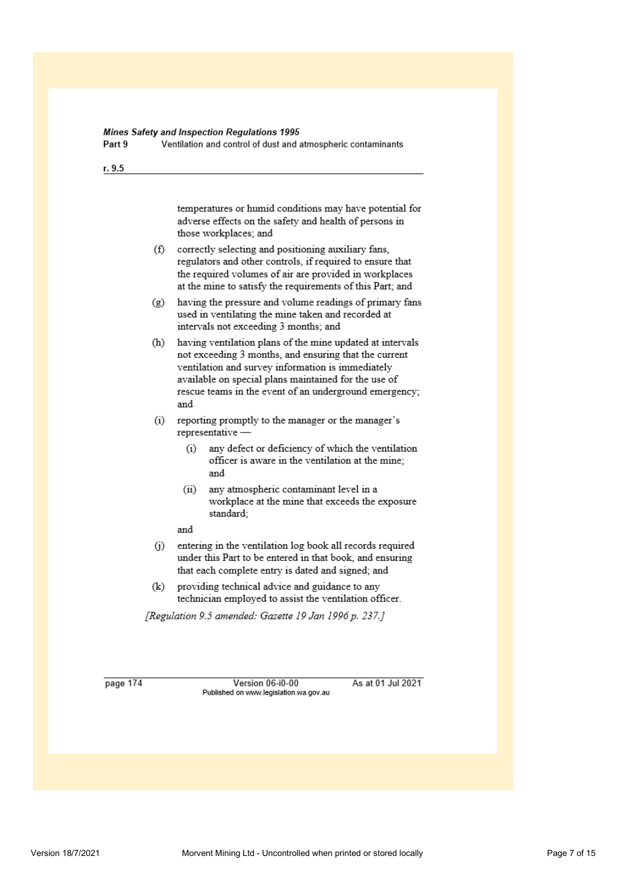temperatures or humid conditions may have potential for adverse effects on the safety and health of persons in those workplaces; and

(f) correctly selecting and positioning auxiliary fans, regulators and other controls, if required to ensure that the required volumes of air are provided in workplaces at the mine to satisfy the requirements of this Part; and

(g) having the pressure and volume readings of primary fans used in ventilating the mine taken and recorded at intervals not exceeding 3 months; and

(h) having ventilation plans of the mine updated at intervals not exceeding 3 months, and ensuring that the current ventilation and survey information is immediately available on special plans maintained for the use of rescue teams in the event of an underground emergency; and

(i) reporting promptly to the manager or the manager's representative —

   (i) any defect or deficiency of which the ventilation officer is aware in the ventilation at the mine; and

   (ii) any atmospheric contaminant level in a workplace at the mine that exceeds the exposure standard;

and

(j) entering in the ventilation log book all records required under this Part to be entered in that book, and ensuring that each complete entry is dated and signed; and

(k) providing technical advice and guidance to any technician employed to assist the ventilation officer.

*[Regulation 9.5 amended: Gazette 19 Jan 1996 p. 237.]*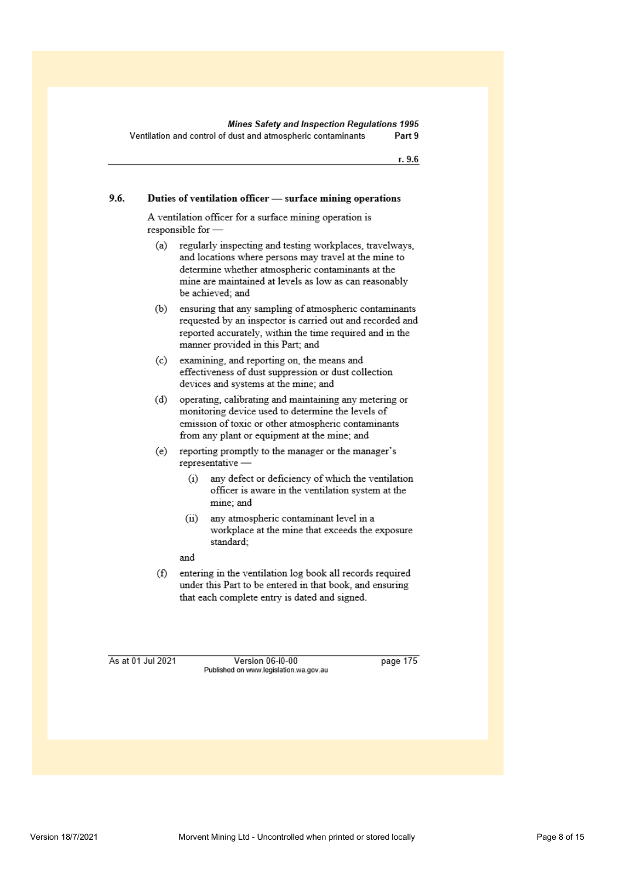### 9.6. Duties of ventilation officer — surface mining operations

A ventilation officer for a surface mining operation is responsible for —

(a) regularly inspecting and testing workplaces, travelways, and locations where persons may travel at the mine to determine whether atmospheric contaminants at the mine are maintained at levels as low as can reasonably be achieved; and

(b) ensuring that any sampling of atmospheric contaminants requested by an inspector is carried out and recorded and reported accurately, within the time required and in the manner provided in this Part; and

(c) examining, and reporting on, the means and effectiveness of dust suppression or dust collection devices and systems at the mine; and

(d) operating, calibrating and maintaining any metering or monitoring device used to determine the levels of emission of toxic or other atmospheric contaminants from any plant or equipment at the mine; and

(e) reporting promptly to the manager or the manager's representative —

(i) any defect or deficiency of which the ventilation officer is aware in the ventilation system at the mine; and

(ii) any atmospheric contaminant level in a workplace at the mine that exceeds the exposure standard;

and

(f) entering in the ventilation log book all records required under this Part to be entered in that book, and ensuring that each complete entry is dated and signed.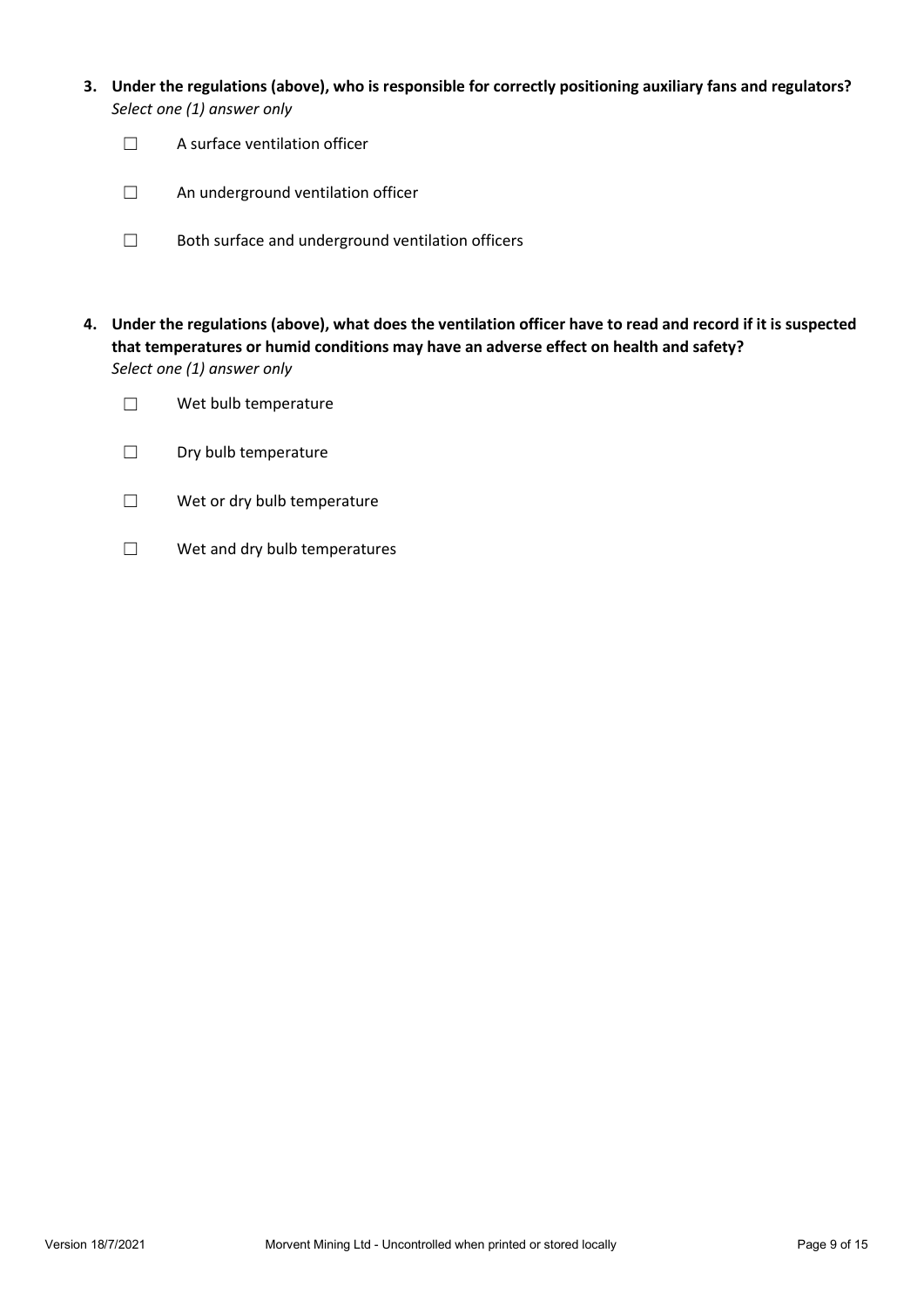**3. Under the regulations (above), who is responsible for correctly positioning auxiliary fans and regulators?**
*Select one (1) answer only*

☐ A surface ventilation officer

☐ An underground ventilation officer

☐ Both surface and underground ventilation officers

**4. Under the regulations (above), what does the ventilation officer have to read and record if it is suspected that temperatures or humid conditions may have an adverse effect on health and safety?**
*Select one (1) answer only*

☐ Wet bulb temperature

☐ Dry bulb temperature

☐ Wet or dry bulb temperature

☐ Wet and dry bulb temperatures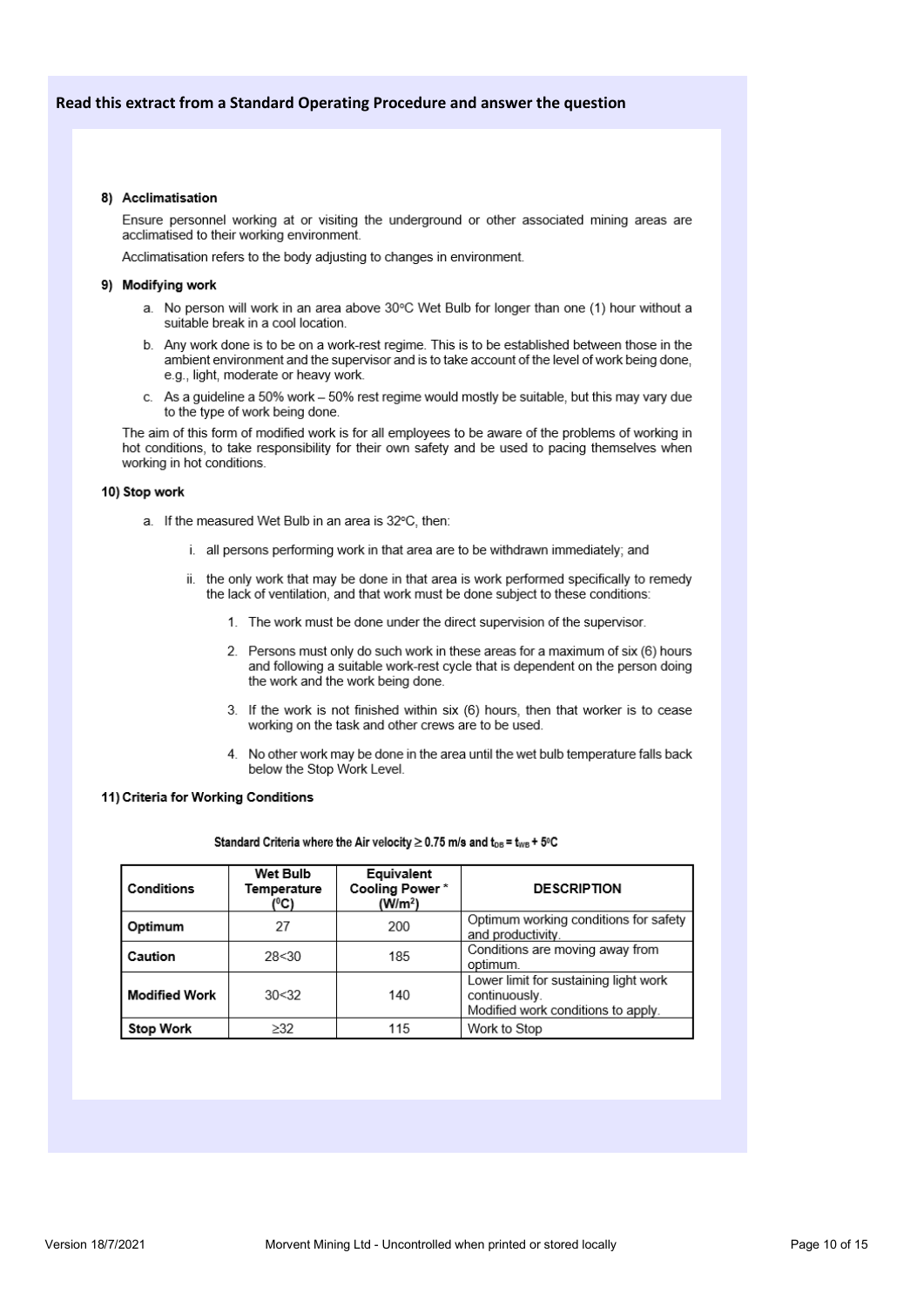**Read this extract from a Standard Operating Procedure and answer the question**

### 8) Acclimatisation

Ensure personnel working at or visiting the underground or other associated mining areas are acclimatised to their working environment.

Acclimatisation refers to the body adjusting to changes in environment.

### 9) Modifying work

a. No person will work in an area above 30°C Wet Bulb for longer than one (1) hour without a suitable break in a cool location.

b. Any work done is to be on a work-rest regime. This is to be established between those in the ambient environment and the supervisor and is to take account of the level of work being done, e.g., light, moderate or heavy work.

c. As a guideline a 50% work – 50% rest regime would mostly be suitable, but this may vary due to the type of work being done.

The aim of this form of modified work is for all employees to be aware of the problems of working in hot conditions, to take responsibility for their own safety and be used to pacing themselves when working in hot conditions.

### 10) Stop work

a. If the measured Wet Bulb in an area is 32°C, then:

   i. all persons performing work in that area are to be withdrawn immediately; and

   ii. the only work that may be done in that area is work performed specifically to remedy the lack of ventilation, and that work must be done subject to these conditions:

      1. The work must be done under the direct supervision of the supervisor.

      2. Persons must only do such work in these areas for a maximum of six (6) hours and following a suitable work-rest cycle that is dependent on the person doing the work and the work being done.

      3. If the work is not finished within six (6) hours, then that worker is to cease working on the task and other crews are to be used.

      4. No other work may be done in the area until the wet bulb temperature falls back below the Stop Work Level.

### 11) Criteria for Working Conditions

**Standard Criteria where the Air velocity ≥ 0.75 m/s and $t_{DB} = t_{WB} + 5^{0}C$**

| Conditions | Wet Bulb Temperature (⁰C) | Equivalent Cooling Power * (W/m²) | DESCRIPTION |
|---|---|---|---|
| **Optimum** | 27 | 200 | Optimum working conditions for safety and productivity. |
| **Caution** | 28<30 | 185 | Conditions are moving away from optimum. |
| **Modified Work** | 30<32 | 140 | Lower limit for sustaining light work continuously. Modified work conditions to apply. |
| **Stop Work** | ≥32 | 115 | Work to Stop |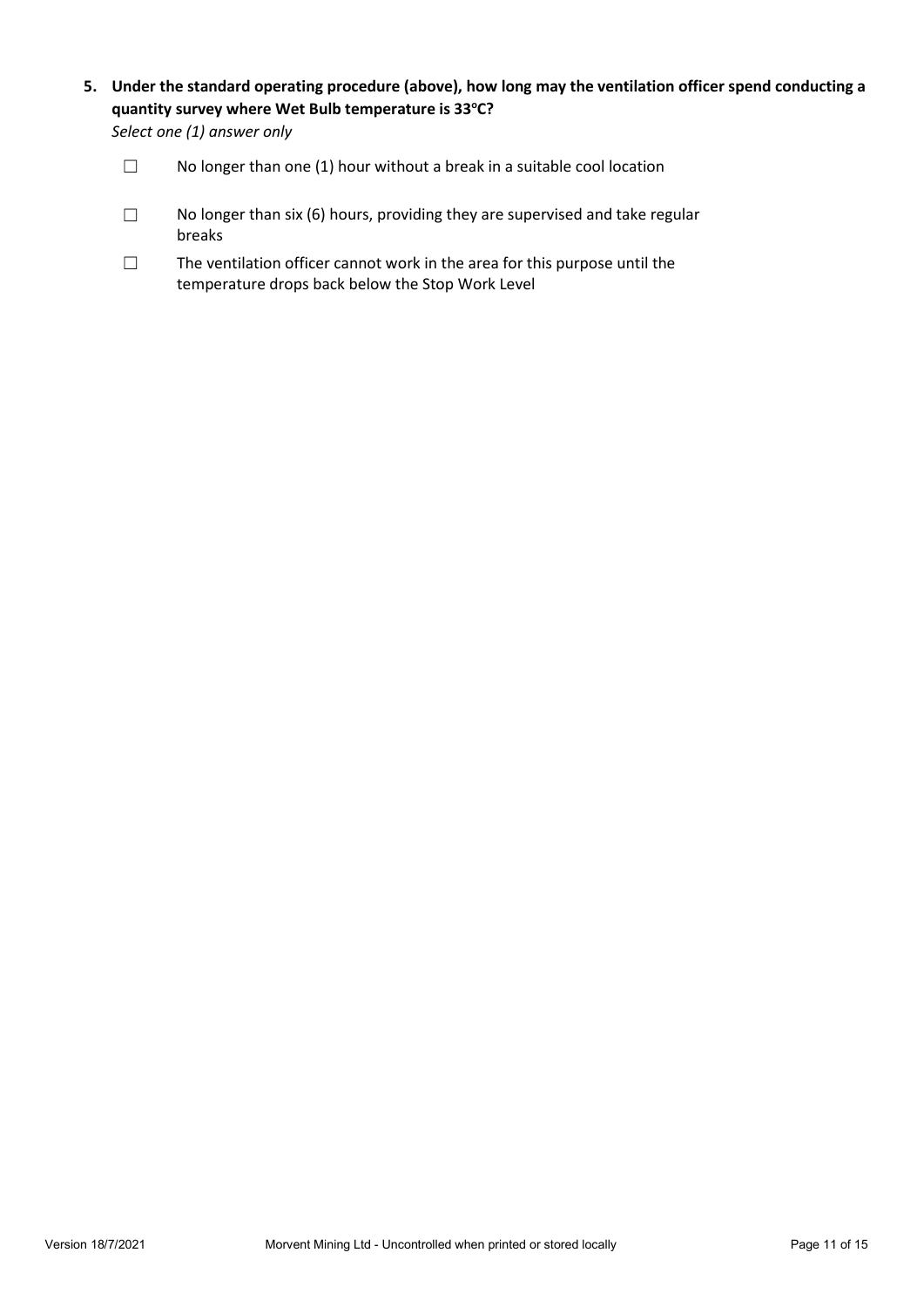**5. Under the standard operating procedure (above), how long may the ventilation officer spend conducting a quantity survey where Wet Bulb temperature is 33°C?**

*Select one (1) answer only*

☐ No longer than one (1) hour without a break in a suitable cool location

☐ No longer than six (6) hours, providing they are supervised and take regular breaks

☐ The ventilation officer cannot work in the area for this purpose until the temperature drops back below the Stop Work Level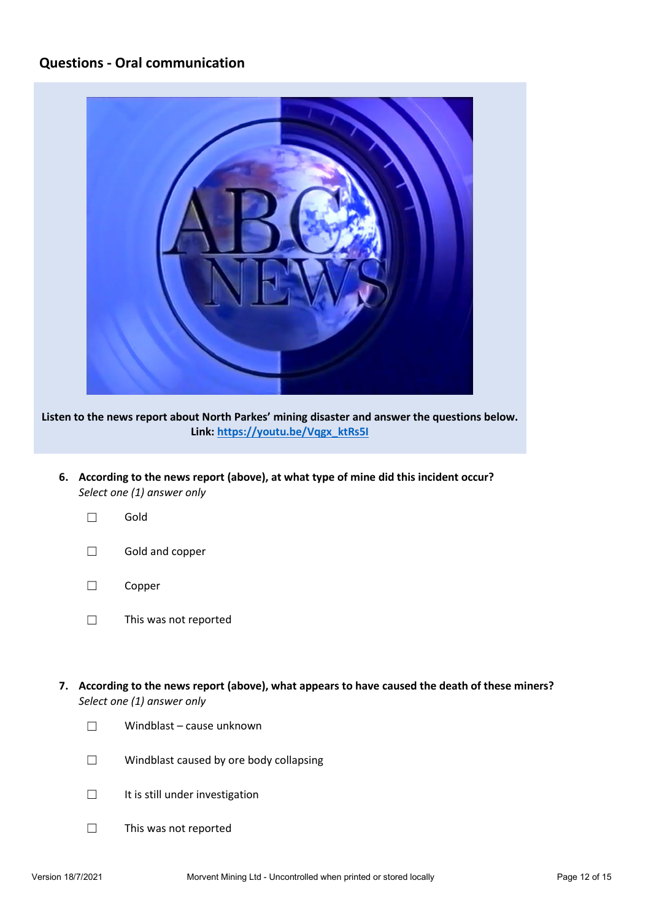## Questions - Oral communication

**Listen to the news report about North Parkes' mining disaster and answer the questions below.**
**Link: [https://youtu.be/Vqgx_ktRs5I](https://youtu.be/Vqgx_ktRs5I)**

6. **According to the news report (above), at what type of mine did this incident occur?**
   *Select one (1) answer only*

   ☐ Gold

   ☐ Gold and copper

   ☐ Copper

   ☐ This was not reported

7. **According to the news report (above), what appears to have caused the death of these miners?**
   *Select one (1) answer only*

   ☐ Windblast – cause unknown

   ☐ Windblast caused by ore body collapsing

   ☐ It is still under investigation

   ☐ This was not reported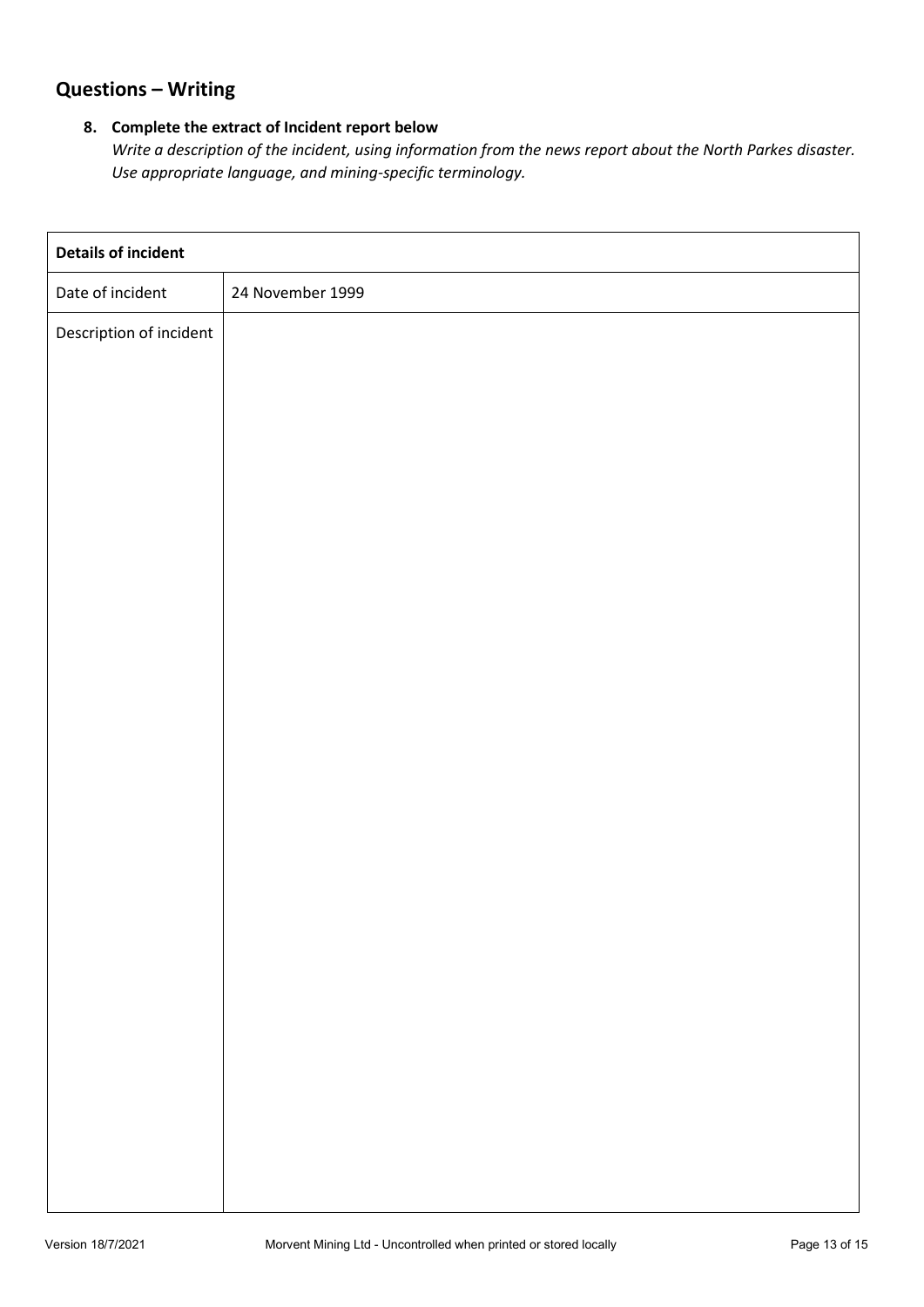## Questions – Writing

**8. Complete the extract of Incident report below**

*Write a description of the incident, using information from the news report about the North Parkes disaster. Use appropriate language, and mining-specific terminology.*

| **Details of incident** | |
|---|---|
| Date of incident | 24 November 1999 |
| Description of incident | |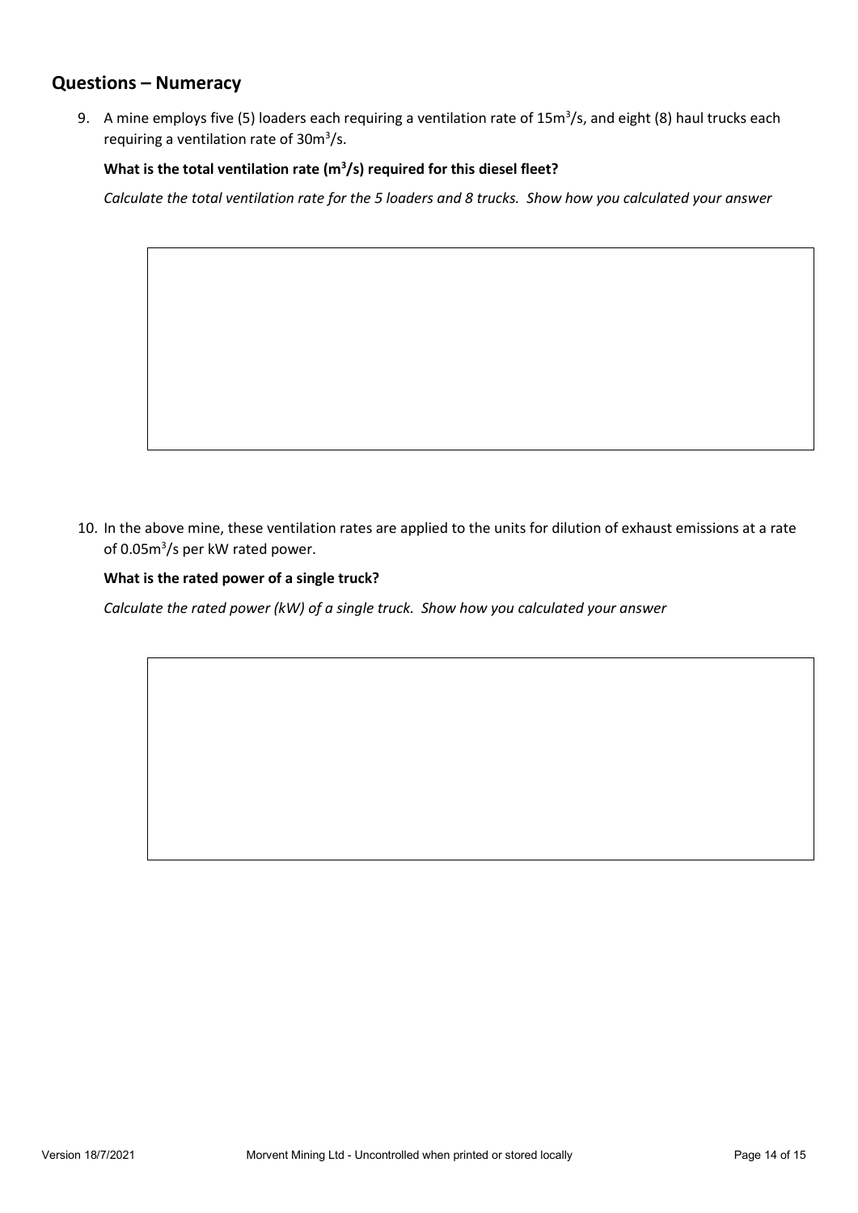## Questions – Numeracy

9. A mine employs five (5) loaders each requiring a ventilation rate of $15m^3/s$, and eight (8) haul trucks each requiring a ventilation rate of $30m^3/s$.

   **What is the total ventilation rate ($m^3/s$) required for this diesel fleet?**

   *Calculate the total ventilation rate for the 5 loaders and 8 trucks. Show how you calculated your answer*

10. In the above mine, these ventilation rates are applied to the units for dilution of exhaust emissions at a rate of $0.05m^3/s$ per kW rated power.

    **What is the rated power of a single truck?**

    *Calculate the rated power (kW) of a single truck. Show how you calculated your answer*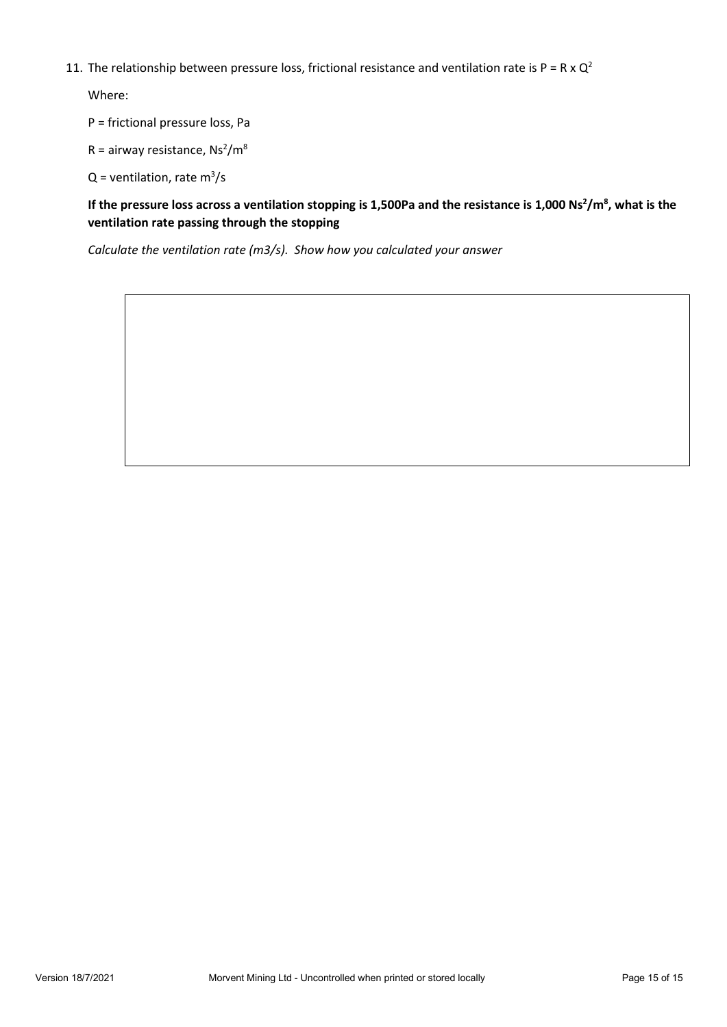11. The relationship between pressure loss, frictional resistance and ventilation rate is $P = R \times Q^2$

    Where:

    P = frictional pressure loss, Pa

    R = airway resistance, $Ns^2/m^8$

    Q = ventilation, rate $m^3/s$

    **If the pressure loss across a ventilation stopping is 1,500Pa and the resistance is 1,000 $Ns^2/m^8$, what is the ventilation rate passing through the stopping**

    *Calculate the ventilation rate (m3/s). Show how you calculated your answer*